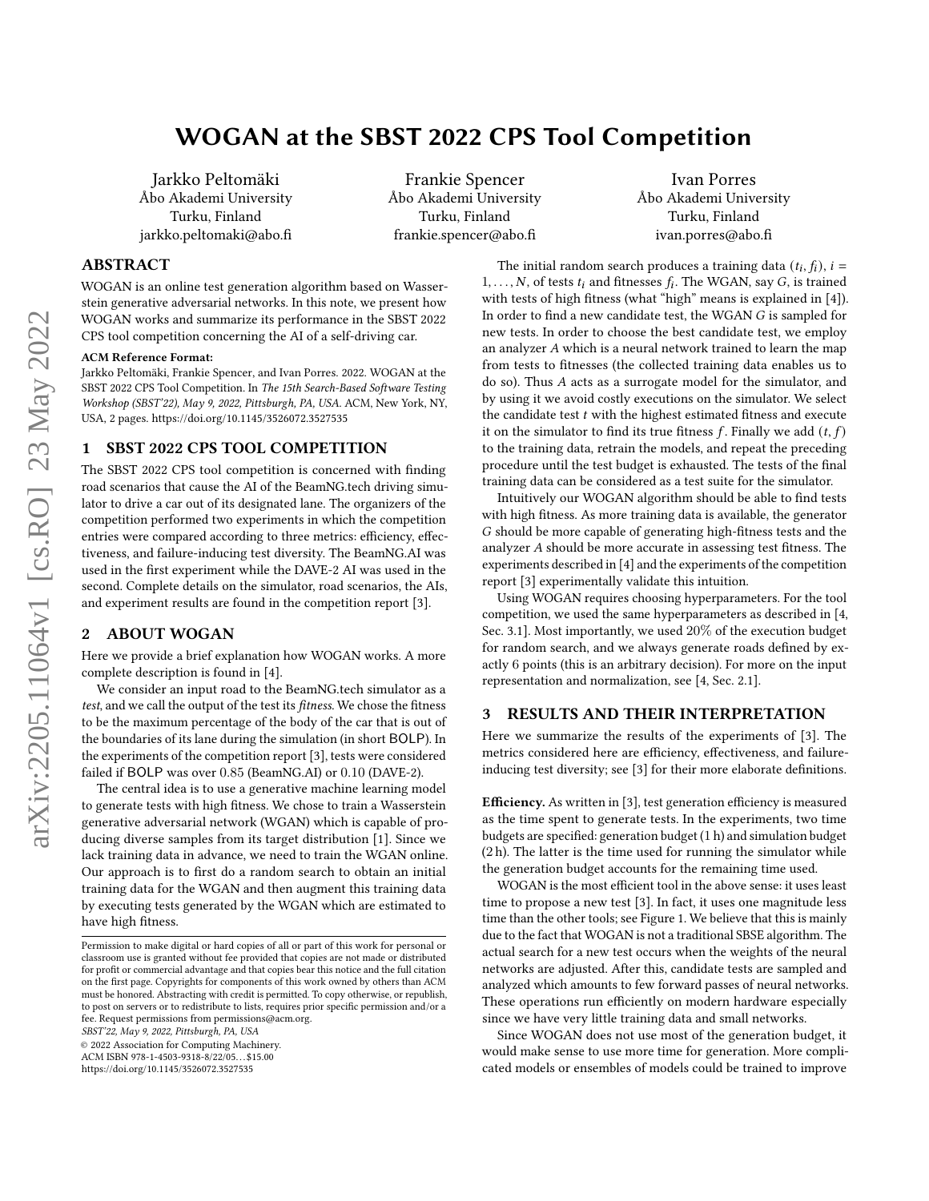# WOGAN at the SBST 2022 CPS Tool Competition

Jarkko Peltomäki
Åbo Akademi University
Turku, Finland
jarkko.peltomaki@abo.fi

Frankie Spencer
Åbo Akademi University
Turku, Finland
frankie.spencer@abo.fi

Ivan Porres
Åbo Akademi University
Turku, Finland
ivan.porres@abo.fi

## ABSTRACT

WOGAN is an online test generation algorithm based on Wasserstein generative adversarial networks. In this note, we present how WOGAN works and summarize its performance in the SBST 2022 CPS tool competition concerning the AI of a self-driving car.

**ACM Reference Format:**
Jarkko Peltomäki, Frankie Spencer, and Ivan Porres. 2022. WOGAN at the SBST 2022 CPS Tool Competition. In *The 15th Search-Based Software Testing Workshop (SBST'22), May 9, 2022, Pittsburgh, PA, USA.* ACM, New York, NY, USA, 2 pages. https://doi.org/10.1145/3526072.3527535

## 1 SBST 2022 CPS TOOL COMPETITION

The SBST 2022 CPS tool competition is concerned with finding road scenarios that cause the AI of the BeamNG.tech driving simulator to drive a car out of its designated lane. The organizers of the competition performed two experiments in which the competition entries were compared according to three metrics: efficiency, effectiveness, and failure-inducing test diversity. The BeamNG.AI was used in the first experiment while the DAVE-2 AI was used in the second. Complete details on the simulator, road scenarios, the AIs, and experiment results are found in the competition report [3].

## 2 ABOUT WOGAN

Here we provide a brief explanation how WOGAN works. A more complete description is found in [4].

We consider an input road to the BeamNG.tech simulator as a *test*, and we call the output of the test its *fitness*. We chose the fitness to be the maximum percentage of the body of the car that is out of the boundaries of its lane during the simulation (in short BOLP). In the experiments of the competition report [3], tests were considered failed if BOLP was over $0.85$ (BeamNG.AI) or $0.10$ (DAVE-2).

The central idea is to use a generative machine learning model to generate tests with high fitness. We chose to train a Wasserstein generative adversarial network (WGAN) which is capable of producing diverse samples from its target distribution [1]. Since we lack training data in advance, we need to train the WGAN online. Our approach is to first do a random search to obtain an initial training data for the WGAN and then augment this training data by executing tests generated by the WGAN which are estimated to have high fitness.

The initial random search produces a training data $(t_i, f_i)$, $i = 1, \ldots, N$, of tests $t_i$ and fitnesses $f_i$. The WGAN, say $G$, is trained with tests of high fitness (what "high" means is explained in [4]). In order to find a new candidate test, the WGAN $G$ is sampled for new tests. In order to choose the best candidate test, we employ an analyzer $A$ which is a neural network trained to learn the map from tests to fitnesses (the collected training data enables us to do so). Thus $A$ acts as a surrogate model for the simulator, and by using it we avoid costly executions on the simulator. We select the candidate test $t$ with the highest estimated fitness and execute it on the simulator to find its true fitness $f$. Finally we add $(t, f)$ to the training data, retrain the models, and repeat the preceding procedure until the test budget is exhausted. The tests of the final training data can be considered as a test suite for the simulator.

Intuitively our WOGAN algorithm should be able to find tests with high fitness. As more training data is available, the generator $G$ should be more capable of generating high-fitness tests and the analyzer $A$ should be more accurate in assessing test fitness. The experiments described in [4] and the experiments of the competition report [3] experimentally validate this intuition.

Using WOGAN requires choosing hyperparameters. For the tool competition, we used the same hyperparameters as described in [4, Sec. 3.1]. Most importantly, we used $20\%$ of the execution budget for random search, and we always generate roads defined by exactly 6 points (this is an arbitrary decision). For more on the input representation and normalization, see [4, Sec. 2.1].

## 3 RESULTS AND THEIR INTERPRETATION

Here we summarize the results of the experiments of [3]. The metrics considered here are efficiency, effectiveness, and failure-inducing test diversity; see [3] for their more elaborate definitions.

**Efficiency.** As written in [3], test generation efficiency is measured as the time spent to generate tests. In the experiments, two time budgets are specified: generation budget (1 h) and simulation budget (2 h). The latter is the time used for running the simulator while the generation budget accounts for the remaining time used.

WOGAN is the most efficient tool in the above sense: it uses least time to propose a new test [3]. In fact, it uses one magnitude less time than the other tools; see Figure 1. We believe that this is mainly due to the fact that WOGAN is not a traditional SBSE algorithm. The actual search for a new test occurs when the weights of the neural networks are adjusted. After this, candidate tests are sampled and analyzed which amounts to few forward passes of neural networks. These operations run efficiently on modern hardware especially since we have very little training data and small networks.

Since WOGAN does not use most of the generation budget, it would make sense to use more time for generation. More complicated models or ensembles of models could be trained to improve

Permission to make digital or hard copies of all or part of this work for personal or classroom use is granted without fee provided that copies are not made or distributed for profit or commercial advantage and that copies bear this notice and the full citation on the first page. Copyrights for components of this work owned by others than ACM must be honored. Abstracting with credit is permitted. To copy otherwise, or republish, to post on servers or to redistribute to lists, requires prior specific permission and/or a fee. Request permissions from permissions@acm.org.
*SBST'22, May 9, 2022, Pittsburgh, PA, USA*
© 2022 Association for Computing Machinery.
ACM ISBN 978-1-4503-9318-8/22/05…$15.00
https://doi.org/10.1145/3526072.3527535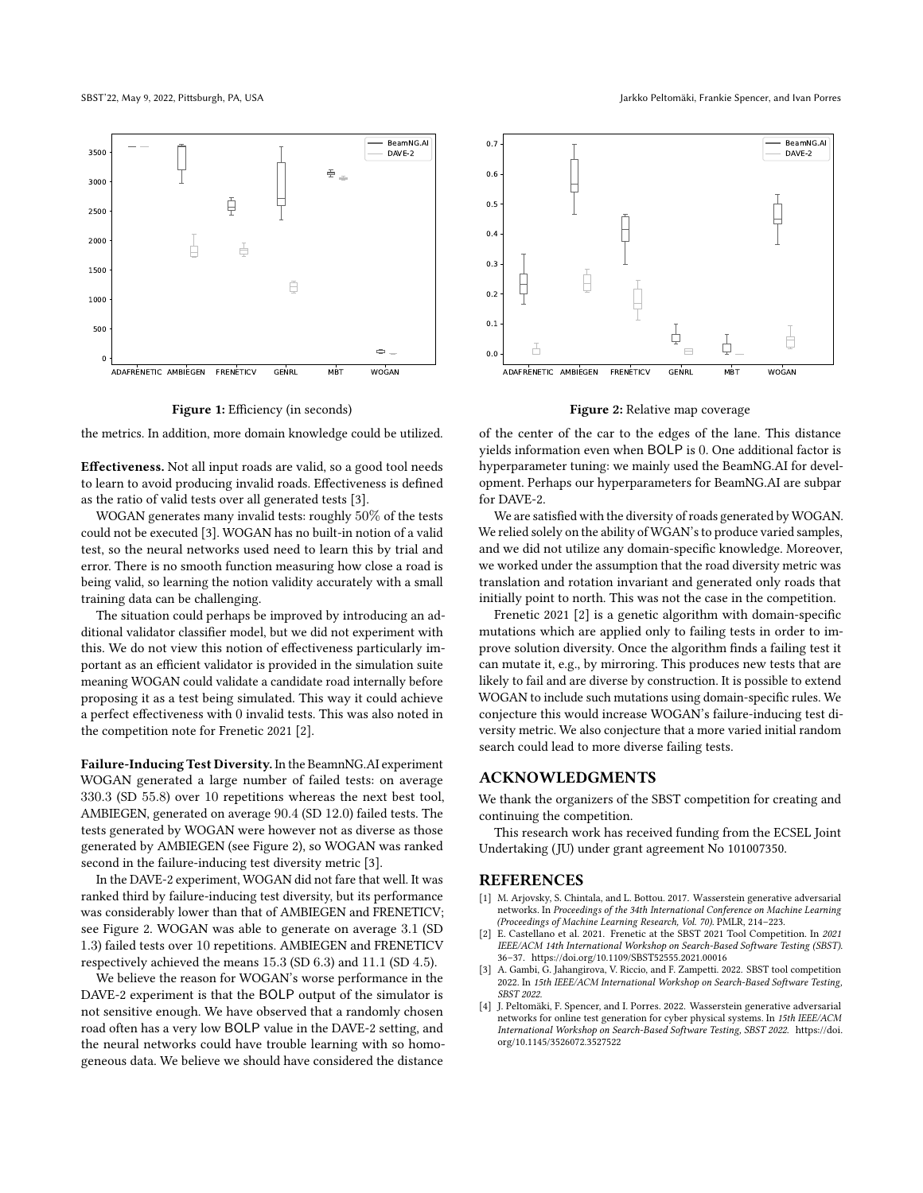3500
3000
2500
2000
1500
1000
500
0

BeamNG.AI
DAVE-2

ADAFRENETIC AMBIEGEN FRENETICV GENRL MBT WOGAN

**Figure 1:** Efficiency (in seconds)

0.7
0.6
0.5
0.4
0.3
0.2
0.1
0.0

BeamNG.AI
DAVE-2

ADAFRENETIC AMBIEGEN FRENETICV GENRL MBT WOGAN

**Figure 2:** Relative map coverage

the metrics. In addition, more domain knowledge could be utilized.

**Effectiveness.** Not all input roads are valid, so a good tool needs to learn to avoid producing invalid roads. Effectiveness is defined as the ratio of valid tests over all generated tests [3].

WOGAN generates many invalid tests: roughly $50\%$ of the tests could not be executed [3]. WOGAN has no built-in notion of a valid test, so the neural networks used need to learn this by trial and error. There is no smooth function measuring how close a road is being valid, so learning the notion validity accurately with a small training data can be challenging.

The situation could perhaps be improved by introducing an additional validator classifier model, but we did not experiment with this. We do not view this notion of effectiveness particularly important as an efficient validator is provided in the simulation suite meaning WOGAN could validate a candidate road internally before proposing it as a test being simulated. This way it could achieve a perfect effectiveness with 0 invalid tests. This was also noted in the competition note for Frenetic 2021 [2].

**Failure-Inducing Test Diversity.** In the BeamnNG.AI experiment WOGAN generated a large number of failed tests: on average 330.3 (SD 55.8) over 10 repetitions whereas the next best tool, AMBIEGEN, generated on average 90.4 (SD 12.0) failed tests. The tests generated by WOGAN were however not as diverse as those generated by AMBIEGEN (see Figure 2), so WOGAN was ranked second in the failure-inducing test diversity metric [3].

In the DAVE-2 experiment, WOGAN did not fare that well. It was ranked third by failure-inducing test diversity, but its performance was considerably lower than that of AMBIEGEN and FRENETICV; see Figure 2. WOGAN was able to generate on average 3.1 (SD 1.3) failed tests over 10 repetitions. AMBIEGEN and FRENETICV respectively achieved the means 15.3 (SD 6.3) and 11.1 (SD 4.5).

We believe the reason for WOGAN's worse performance in the DAVE-2 experiment is that the BOLP output of the simulator is not sensitive enough. We have observed that a randomly chosen road often has a very low BOLP value in the DAVE-2 setting, and the neural networks could have trouble learning with so homogeneous data. We believe we should have considered the distance of the center of the car to the edges of the lane. This distance yields information even when BOLP is 0. One additional factor is hyperparameter tuning: we mainly used the BeamNG.AI for development. Perhaps our hyperparameters for BeamNG.AI are subpar for DAVE-2.

We are satisfied with the diversity of roads generated by WOGAN. We relied solely on the ability of WGAN's to produce varied samples, and we did not utilize any domain-specific knowledge. Moreover, we worked under the assumption that the road diversity metric was translation and rotation invariant and generated only roads that initially point to north. This was not the case in the competition.

Frenetic 2021 [2] is a genetic algorithm with domain-specific mutations which are applied only to failing tests in order to improve solution diversity. Once the algorithm finds a failing test it can mutate it, e.g., by mirroring. This produces new tests that are likely to fail and are diverse by construction. It is possible to extend WOGAN to include such mutations using domain-specific rules. We conjecture this would increase WOGAN's failure-inducing test diversity metric. We also conjecture that a more varied initial random search could lead to more diverse failing tests.

## ACKNOWLEDGMENTS

We thank the organizers of the SBST competition for creating and continuing the competition.

This research work has received funding from the ECSEL Joint Undertaking (JU) under grant agreement No 101007350.

## REFERENCES

[1] M. Arjovsky, S. Chintala, and L. Bottou. 2017. Wasserstein generative adversarial networks. In *Proceedings of the 34th International Conference on Machine Learning (Proceedings of Machine Learning Research, Vol. 70)*. PMLR, 214–223.

[2] E. Castellano et al. 2021. Frenetic at the SBST 2021 Tool Competition. In *2021 IEEE/ACM 14th International Workshop on Search-Based Software Testing (SBST)*. 36–37. https://doi.org/10.1109/SBST52555.2021.00016

[3] A. Gambi, G. Jahangirova, V. Riccio, and F. Zampetti. 2022. SBST tool competition 2022. In *15th IEEE/ACM International Workshop on Search-Based Software Testing, SBST 2022*.

[4] J. Peltomäki, F. Spencer, and I. Porres. 2022. Wasserstein generative adversarial networks for online test generation for cyber physical systems. In *15th IEEE/ACM International Workshop on Search-Based Software Testing, SBST 2022*. https://doi.org/10.1145/3526072.3527522